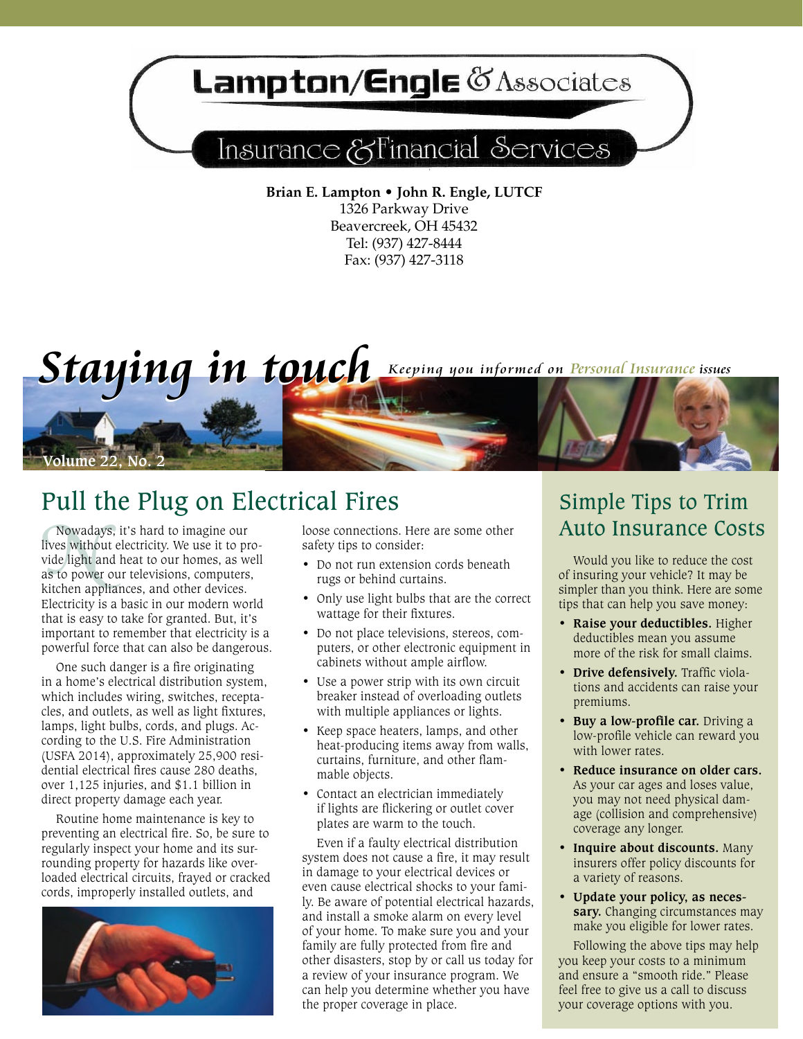# Lampton/Engle & Associates

## Insurance & Financial Services

**Brian E. Lampton • John R. Engle, LUTCF**
1326 Parkway Drive
Beavercreek, OH 45432
Tel: (937) 427-8444
Fax: (937) 427-3118

# Staying in touch

*Keeping you informed on Personal Insurance issues*

Volume 22, No. 2

## Pull the Plug on Electrical Fires

Nowadays, it's hard to imagine our lives without electricity. We use it to provide light and heat to our homes, as well as to power our televisions, computers, kitchen appliances, and other devices. Electricity is a basic in our modern world that is easy to take for granted. But, it's important to remember that electricity is a powerful force that can also be dangerous.

One such danger is a fire originating in a home's electrical distribution system, which includes wiring, switches, receptacles, and outlets, as well as light fixtures, lamps, light bulbs, cords, and plugs. According to the U.S. Fire Administration (USFA 2014), approximately 25,900 residential electrical fires cause 280 deaths, over 1,125 injuries, and $1.1 billion in direct property damage each year.

Routine home maintenance is key to preventing an electrical fire. So, be sure to regularly inspect your home and its surrounding property for hazards like overloaded electrical circuits, frayed or cracked cords, improperly installed outlets, and loose connections. Here are some other safety tips to consider:

- Do not run extension cords beneath rugs or behind curtains.
- Only use light bulbs that are the correct wattage for their fixtures.
- Do not place televisions, stereos, computers, or other electronic equipment in cabinets without ample airflow.
- Use a power strip with its own circuit breaker instead of overloading outlets with multiple appliances or lights.
- Keep space heaters, lamps, and other heat-producing items away from walls, curtains, furniture, and other flammable objects.
- Contact an electrician immediately if lights are flickering or outlet cover plates are warm to the touch.

Even if a faulty electrical distribution system does not cause a fire, it may result in damage to your electrical devices or even cause electrical shocks to your family. Be aware of potential electrical hazards, and install a smoke alarm on every level of your home. To make sure you and your family are fully protected from fire and other disasters, stop by or call us today for a review of your insurance program. We can help you determine whether you have the proper coverage in place.

## Simple Tips to Trim Auto Insurance Costs

Would you like to reduce the cost of insuring your vehicle? It may be simpler than you think. Here are some tips that can help you save money:

- **Raise your deductibles.** Higher deductibles mean you assume more of the risk for small claims.
- **Drive defensively.** Traffic violations and accidents can raise your premiums.
- **Buy a low-profile car.** Driving a low-profile vehicle can reward you with lower rates.
- **Reduce insurance on older cars.** As your car ages and loses value, you may not need physical damage (collision and comprehensive) coverage any longer.
- **Inquire about discounts.** Many insurers offer policy discounts for a variety of reasons.
- **Update your policy, as necessary.** Changing circumstances may make you eligible for lower rates.

Following the above tips may help you keep your costs to a minimum and ensure a "smooth ride." Please feel free to give us a call to discuss your coverage options with you.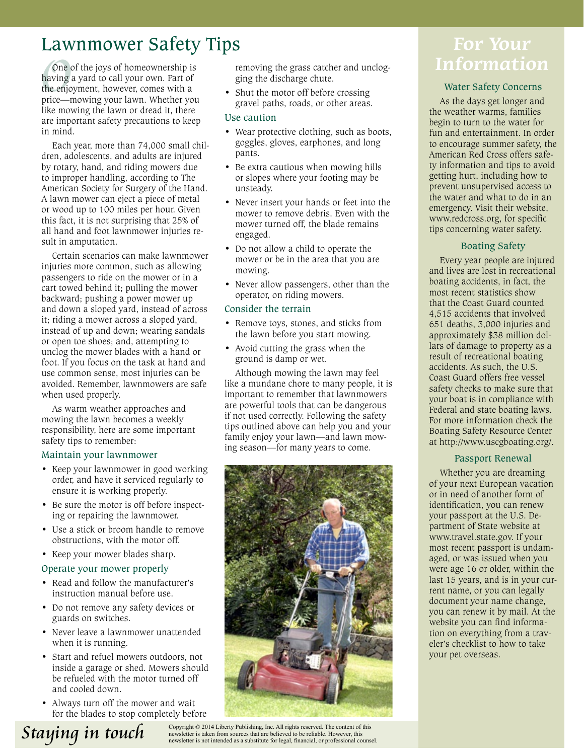# Lawnmower Safety Tips

One of the joys of homeownership is having a yard to call your own. Part of the enjoyment, however, comes with a price—mowing your lawn. Whether you like mowing the lawn or dread it, there are important safety precautions to keep in mind.

Each year, more than 74,000 small children, adolescents, and adults are injured by rotary, hand, and riding mowers due to improper handling, according to The American Society for Surgery of the Hand. A lawn mower can eject a piece of metal or wood up to 100 miles per hour. Given this fact, it is not surprising that 25% of all hand and foot lawnmower injuries result in amputation.

Certain scenarios can make lawnmower injuries more common, such as allowing passengers to ride on the mower or in a cart towed behind it; pulling the mower backward; pushing a power mower up and down a sloped yard, instead of across it; riding a mower across a sloped yard, instead of up and down; wearing sandals or open toe shoes; and, attempting to unclog the mower blades with a hand or foot. If you focus on the task at hand and use common sense, most injuries can be avoided. Remember, lawnmowers are safe when used properly.

As warm weather approaches and mowing the lawn becomes a weekly responsibility, here are some important safety tips to remember:

### Maintain your lawnmower

- Keep your lawnmower in good working order, and have it serviced regularly to ensure it is working properly.
- Be sure the motor is off before inspecting or repairing the lawnmower.
- Use a stick or broom handle to remove obstructions, with the motor off.
- Keep your mower blades sharp.

### Operate your mower properly

- Read and follow the manufacturer's instruction manual before use.
- Do not remove any safety devices or guards on switches.
- Never leave a lawnmower unattended when it is running.
- Start and refuel mowers outdoors, not inside a garage or shed. Mowers should be refueled with the motor turned off and cooled down.
- Always turn off the mower and wait for the blades to stop completely before removing the grass catcher and unclogging the discharge chute.
- Shut the motor off before crossing gravel paths, roads, or other areas.

### Use caution

- Wear protective clothing, such as boots, goggles, gloves, earphones, and long pants.
- Be extra cautious when mowing hills or slopes where your footing may be unsteady.
- Never insert your hands or feet into the mower to remove debris. Even with the mower turned off, the blade remains engaged.
- Do not allow a child to operate the mower or be in the area that you are mowing.
- Never allow passengers, other than the operator, on riding mowers.

### Consider the terrain

- Remove toys, stones, and sticks from the lawn before you start mowing.
- Avoid cutting the grass when the ground is damp or wet.

Although mowing the lawn may feel like a mundane chore to many people, it is important to remember that lawnmowers are powerful tools that can be dangerous if not used correctly. Following the safety tips outlined above can help you and your family enjoy your lawn—and lawn mowing season—for many years to come.

## For Your Information

### Water Safety Concerns

As the days get longer and the weather warms, families begin to turn to the water for fun and entertainment. In order to encourage summer safety, the American Red Cross offers safety information and tips to avoid getting hurt, including how to prevent unsupervised access to the water and what to do in an emergency. Visit their website, www.redcross.org, for specific tips concerning water safety.

### Boating Safety

Every year people are injured and lives are lost in recreational boating accidents, in fact, the most recent statistics show that the Coast Guard counted 4,515 accidents that involved 651 deaths, 3,000 injuries and approximately $38 million dollars of damage to property as a result of recreational boating accidents. As such, the U.S. Coast Guard offers free vessel safety checks to make sure that your boat is in compliance with Federal and state boating laws. For more information check the Boating Safety Resource Center at http://www.uscgboating.org/.

### Passport Renewal

Whether you are dreaming of your next European vacation or in need of another form of identification, you can renew your passport at the U.S. Department of State website at www.travel.state.gov. If your most recent passport is undamaged, or was issued when you were age 16 or older, within the last 15 years, and is in your current name, or you can legally document your name change, you can renew it by mail. At the website you can find information on everything from a traveler's checklist to how to take your pet overseas.

*Staying in touch*

Copyright © 2014 Liberty Publishing, Inc. All rights reserved. The content of this newsletter is taken from sources that are believed to be reliable. However, this newsletter is not intended as a substitute for legal, financial, or professional counsel.